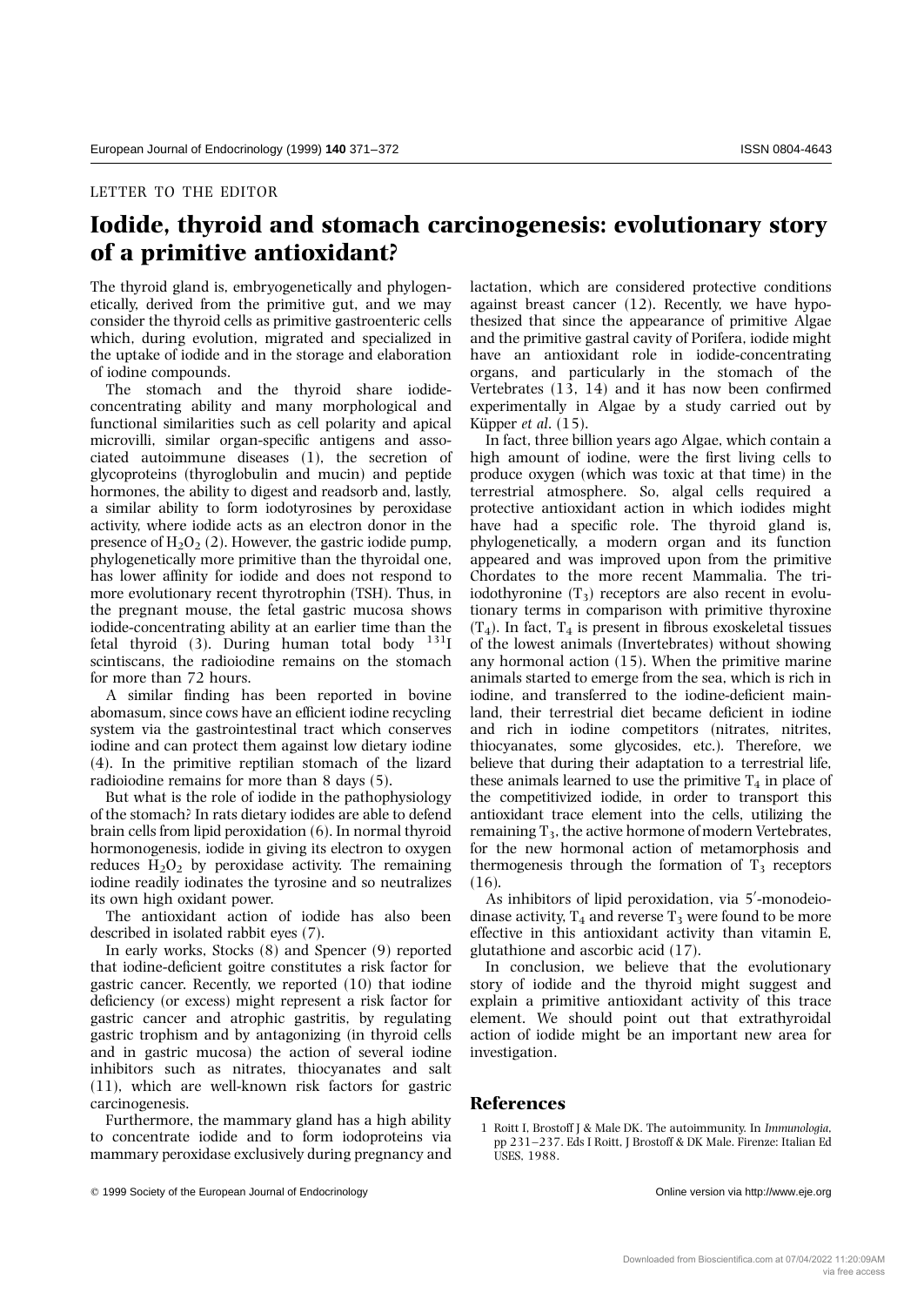LETTER TO THE EDITOR

# Iodide, thyroid and stomach carcinogenesis: evolutionary story of a primitive antioxidant?

The thyroid gland is, embryogenetically and phylogenetically, derived from the primitive gut, and we may consider the thyroid cells as primitive gastroenteric cells which, during evolution, migrated and specialized in the uptake of iodide and in the storage and elaboration of iodine compounds.

The stomach and the thyroid share iodide-concentrating ability and many morphological and functional similarities such as cell polarity and apical microvilli, similar organ-specific antigens and associated autoimmune diseases (1), the secretion of glycoproteins (thyroglobulin and mucin) and peptide hormones, the ability to digest and readsorb and, lastly, a similar ability to form iodotyrosines by peroxidase activity, where iodide acts as an electron donor in the presence of $H_2O_2$ (2). However, the gastric iodide pump, phylogenetically more primitive than the thyroidal one, has lower affinity for iodide and does not respond to more evolutionary recent thyrotrophin (TSH). Thus, in the pregnant mouse, the fetal gastric mucosa shows iodide-concentrating ability at an earlier time than the fetal thyroid (3). During human total body $^{131}I$ scintiscans, the radioiodine remains on the stomach for more than 72 hours.

A similar finding has been reported in bovine abomasum, since cows have an efficient iodine recycling system via the gastrointestinal tract which conserves iodine and can protect them against low dietary iodine (4). In the primitive reptilian stomach of the lizard radioiodine remains for more than 8 days (5).

But what is the role of iodide in the pathophysiology of the stomach? In rats dietary iodides are able to defend brain cells from lipid peroxidation (6). In normal thyroid hormonogenesis, iodide in giving its electron to oxygen reduces $H_2O_2$ by peroxidase activity. The remaining iodine readily iodinates the tyrosine and so neutralizes its own high oxidant power.

The antioxidant action of iodide has also been described in isolated rabbit eyes (7).

In early works, Stocks (8) and Spencer (9) reported that iodine-deficient goitre constitutes a risk factor for gastric cancer. Recently, we reported (10) that iodine deficiency (or excess) might represent a risk factor for gastric cancer and atrophic gastritis, by regulating gastric trophism and by antagonizing (in thyroid cells and in gastric mucosa) the action of several iodine inhibitors such as nitrates, thiocyanates and salt (11), which are well-known risk factors for gastric carcinogenesis.

Furthermore, the mammary gland has a high ability to concentrate iodide and to form iodoproteins via mammary peroxidase exclusively during pregnancy and lactation, which are considered protective conditions against breast cancer (12). Recently, we have hypothesized that since the appearance of primitive Algae and the primitive gastral cavity of Porifera, iodide might have an antioxidant role in iodide-concentrating organs, and particularly in the stomach of the Vertebrates (13, 14) and it has now been confirmed experimentally in Algae by a study carried out by Küpper *et al.* (15).

In fact, three billion years ago Algae, which contain a high amount of iodine, were the first living cells to produce oxygen (which was toxic at that time) in the terrestrial atmosphere. So, algal cells required a protective antioxidant action in which iodides might have had a specific role. The thyroid gland is, phylogenetically, a modern organ and its function appeared and was improved upon from the primitive Chordates to the more recent Mammalia. The triiodothyronine ($T_3$) receptors are also recent in evolutionary terms in comparison with primitive thyroxine ($T_4$). In fact, $T_4$ is present in fibrous exoskeletal tissues of the lowest animals (Invertebrates) without showing any hormonal action (15). When the primitive marine animals started to emerge from the sea, which is rich in iodine, and transferred to the iodine-deficient mainland, their terrestrial diet became deficient in iodine and rich in iodine competitors (nitrates, nitrites, thiocyanates, some glycosides, etc.). Therefore, we believe that during their adaptation to a terrestrial life, these animals learned to use the primitive $T_4$ in place of the competitivized iodide, in order to transport this antioxidant trace element into the cells, utilizing the remaining $T_3$, the active hormone of modern Vertebrates, for the new hormonal action of metamorphosis and thermogenesis through the formation of $T_3$ receptors (16).

As inhibitors of lipid peroxidation, via 5′-monodeiodinase activity, $T_4$ and reverse $T_3$ were found to be more effective in this antioxidant activity than vitamin E, glutathione and ascorbic acid (17).

In conclusion, we believe that the evolutionary story of iodide and the thyroid might suggest and explain a primitive antioxidant activity of this trace element. We should point out that extrathyroidal action of iodide might be an important new area for investigation.

## References

1 Roitt I, Brostoff J & Male DK. The autoimmunity. In *Immunologia*, pp 231–237. Eds I Roitt, J Brostoff & DK Male. Firenze: Italian Ed USES, 1988.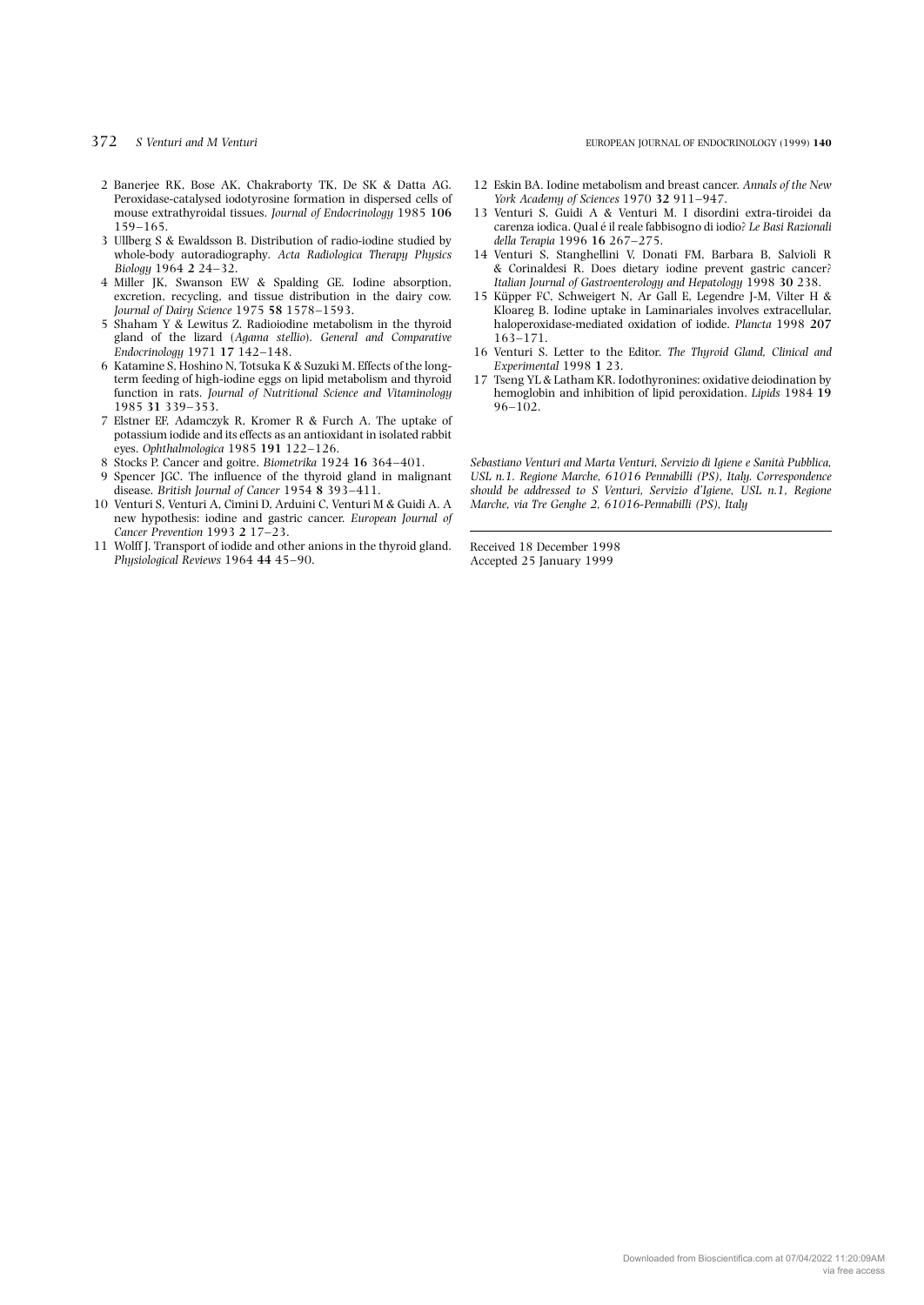2 Banerjee RK, Bose AK, Chakraborty TK, De SK & Datta AG. Peroxidase-catalysed iodotyrosine formation in dispersed cells of mouse extrathyroidal tissues. *Journal of Endocrinology* 1985 **106** 159–165.

3 Ullberg S & Ewaldsson B. Distribution of radio-iodine studied by whole-body autoradiography. *Acta Radiologica Therapy Physics Biology* 1964 **2** 24–32.

4 Miller JK, Swanson EW & Spalding GE. Iodine absorption, excretion, recycling, and tissue distribution in the dairy cow. *Journal of Dairy Science* 1975 **58** 1578–1593.

5 Shaham Y & Lewitus Z. Radioiodine metabolism in the thyroid gland of the lizard (*Agama stellio*). *General and Comparative Endocrinology* 1971 **17** 142–148.

6 Katamine S, Hoshino N, Totsuka K & Suzuki M. Effects of the long-term feeding of high-iodine eggs on lipid metabolism and thyroid function in rats. *Journal of Nutritional Science and Vitaminology* 1985 **31** 339–353.

7 Elstner EF, Adamczyk R, Kromer R & Furch A. The uptake of potassium iodide and its effects as an antioxidant in isolated rabbit eyes. *Ophthalmologica* 1985 **191** 122–126.

8 Stocks P. Cancer and goitre. *Biometrika* 1924 **16** 364–401.

9 Spencer JGC. The influence of the thyroid gland in malignant disease. *British Journal of Cancer* 1954 **8** 393–411.

10 Venturi S, Venturi A, Cimini D, Arduini C, Venturi M & Guidi A. A new hypothesis: iodine and gastric cancer. *European Journal of Cancer Prevention* 1993 **2** 17–23.

11 Wolff J. Transport of iodide and other anions in the thyroid gland. *Physiological Reviews* 1964 **44** 45–90.

12 Eskin BA. Iodine metabolism and breast cancer. *Annals of the New York Academy of Sciences* 1970 **32** 911–947.

13 Venturi S, Guidi A & Venturi M. I disordini extra-tiroidei da carenza iodica. Qual é il reale fabbisogno di iodio? *Le Basi Razionali della Terapia* 1996 **16** 267–275.

14 Venturi S, Stanghellini V, Donati FM, Barbara B, Salvioli R & Corinaldesi R. Does dietary iodine prevent gastric cancer? *Italian Journal of Gastroenterology and Hepatology* 1998 **30** 238.

15 Küpper FC, Schweigert N, Ar Gall E, Legendre J-M, Vilter H & Kloareg B. Iodine uptake in Laminariales involves extracellular, haloperoxidase-mediated oxidation of iodide. *Plancta* 1998 **207** 163–171.

16 Venturi S. Letter to the Editor. *The Thyroid Gland, Clinical and Experimental* 1998 **1** 23.

17 Tseng YL & Latham KR. Iodothyronines: oxidative deiodination by hemoglobin and inhibition of lipid peroxidation. *Lipids* 1984 **19** 96–102.

*Sebastiano Venturi and Marta Venturi, Servizio di Igiene e Sanità Pubblica, USL n.1. Regione Marche, 61016 Pennabilli (PS), Italy. Correspondence should be addressed to S Venturi, Servizio d'Igiene, USL n.1, Regione Marche, via Tre Genghe 2, 61016-Pennabilli (PS), Italy*

Received 18 December 1998
Accepted 25 January 1999